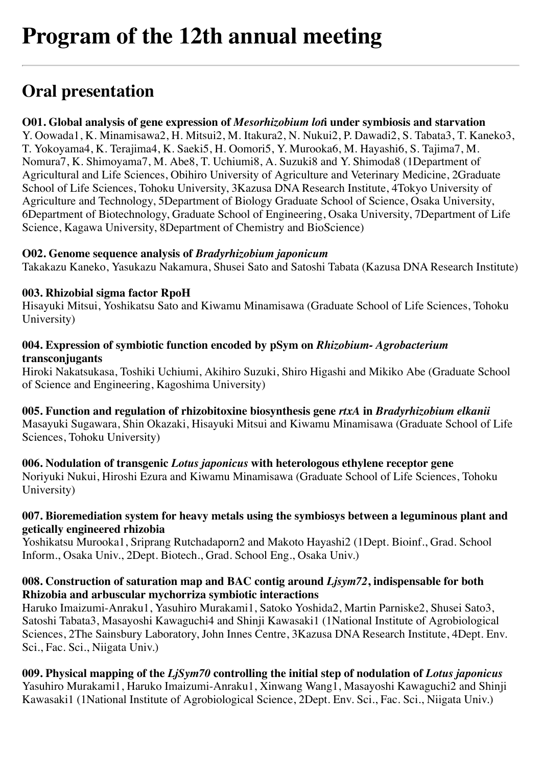# Program of the 12th annual meeting

## Oral presentation

**O01. Global analysis of gene expression of *Mesorhizobium loti* under symbiosis and starvation**
Y. Oowada1, K. Minamisawa2, H. Mitsui2, M. Itakura2, N. Nukui2, P. Dawadi2, S. Tabata3, T. Kaneko3, T. Yokoyama4, K. Terajima4, K. Saeki5, H. Oomori5, Y. Murooka6, M. Hayashi6, S. Tajima7, M. Nomura7, K. Shimoyama7, M. Abe8, T. Uchiumi8, A. Suzuki8 and Y. Shimoda8 (1Department of Agricultural and Life Sciences, Obihiro University of Agriculture and Veterinary Medicine, 2Graduate School of Life Sciences, Tohoku University, 3Kazusa DNA Research Institute, 4Tokyo University of Agriculture and Technology, 5Department of Biology Graduate School of Science, Osaka University, 6Department of Biotechnology, Graduate School of Engineering, Osaka University, 7Department of Life Science, Kagawa University, 8Department of Chemistry and BioScience)

**O02. Genome sequence analysis of *Bradyrhizobium japonicum***
Takakazu Kaneko, Yasukazu Nakamura, Shusei Sato and Satoshi Tabata (Kazusa DNA Research Institute)

**003. Rhizobial sigma factor RpoH**
Hisayuki Mitsui, Yoshikatsu Sato and Kiwamu Minamisawa (Graduate School of Life Sciences, Tohoku University)

**004. Expression of symbiotic function encoded by pSym on *Rhizobium- Agrobacterium* transconjugants**
Hiroki Nakatsukasa, Toshiki Uchiumi, Akihiro Suzuki, Shiro Higashi and Mikiko Abe (Graduate School of Science and Engineering, Kagoshima University)

**005. Function and regulation of rhizobitoxine biosynthesis gene *rtxA* in *Bradyrhizobium elkanii***
Masayuki Sugawara, Shin Okazaki, Hisayuki Mitsui and Kiwamu Minamisawa (Graduate School of Life Sciences, Tohoku University)

**006. Nodulation of transgenic *Lotus japonicus* with heterologous ethylene receptor gene**
Noriyuki Nukui, Hiroshi Ezura and Kiwamu Minamisawa (Graduate School of Life Sciences, Tohoku University)

**007. Bioremediation system for heavy metals using the symbiosys between a leguminous plant and getically engineered rhizobia**
Yoshikatsu Murooka1, Sriprang Rutchadaporn2 and Makoto Hayashi2 (1Dept. Bioinf., Grad. School Inform., Osaka Univ., 2Dept. Biotech., Grad. School Eng., Osaka Univ.)

**008. Construction of saturation map and BAC contig around *Ljsym72*, indispensable for both Rhizobia and arbuscular mychorriza symbiotic interactions**
Haruko Imaizumi-Anraku1, Yasuhiro Murakami1, Satoko Yoshida2, Martin Parniske2, Shusei Sato3, Satoshi Tabata3, Masayoshi Kawaguchi4 and Shinji Kawasaki1 (1National Institute of Agrobiological Sciences, 2The Sainsbury Laboratory, John Innes Centre, 3Kazusa DNA Research Institute, 4Dept. Env. Sci., Fac. Sci., Niigata Univ.)

**009. Physical mapping of the *LjSym70* controlling the initial step of nodulation of *Lotus japonicus***
Yasuhiro Murakami1, Haruko Imaizumi-Anraku1, Xinwang Wang1, Masayoshi Kawaguchi2 and Shinji Kawasaki1 (1National Institute of Agrobiological Science, 2Dept. Env. Sci., Fac. Sci., Niigata Univ.)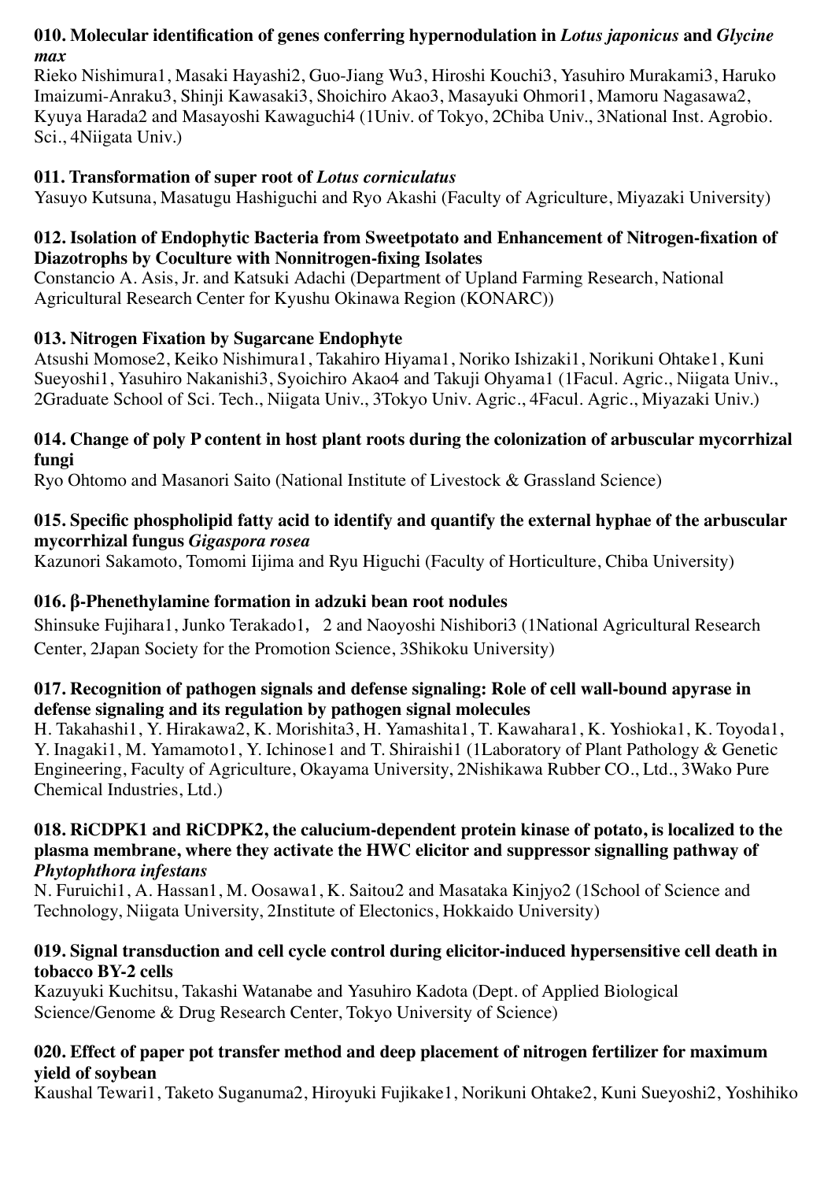**010. Molecular identification of genes conferring hypernodulation in *Lotus japonicus* and *Glycine max***

Rieko Nishimura[1], Masaki Hayashi[2], Guo-Jiang Wu[3], Hiroshi Kouchi[3], Yasuhiro Murakami[3], Haruko Imaizumi-Anraku[3], Shinji Kawasaki[3], Shoichiro Akao[3], Masayuki Ohmori[1], Mamoru Nagasawa[2], Kyuya Harada[2] and Masayoshi Kawaguchi[4] ([1]Univ. of Tokyo, [2]Chiba Univ., [3]National Inst. Agrobio. Sci., [4]Niigata Univ.)

**011. Transformation of super root of *Lotus corniculatus***

Yasuyo Kutsuna, Masatugu Hashiguchi and Ryo Akashi (Faculty of Agriculture, Miyazaki University)

**012. Isolation of Endophytic Bacteria from Sweetpotato and Enhancement of Nitrogen-fixation of Diazotrophs by Coculture with Nonnitrogen-fixing Isolates**

Constancio A. Asis, Jr. and Katsuki Adachi (Department of Upland Farming Research, National Agricultural Research Center for Kyushu Okinawa Region (KONARC))

**013. Nitrogen Fixation by Sugarcane Endophyte**

Atsushi Momose[2], Keiko Nishimura[1], Takahiro Hiyama[1], Noriko Ishizaki[1], Norikuni Ohtake[1], Kuni Sueyoshi[1], Yasuhiro Nakanishi[3], Syoichiro Akao[4] and Takuji Ohyama[1] ([1]Facul. Agric., Niigata Univ., [2]Graduate School of Sci. Tech., Niigata Univ., [3]Tokyo Univ. Agric., [4]Facul. Agric., Miyazaki Univ.)

**014. Change of poly P content in host plant roots during the colonization of arbuscular mycorrhizal fungi**

Ryo Ohtomo and Masanori Saito (National Institute of Livestock & Grassland Science)

**015. Specific phospholipid fatty acid to identify and quantify the external hyphae of the arbuscular mycorrhizal fungus *Gigaspora rosea***

Kazunori Sakamoto, Tomomi Iijima and Ryu Higuchi (Faculty of Horticulture, Chiba University)

**016. β-Phenethylamine formation in adzuki bean root nodules**

Shinsuke Fujihara[1], Junko Terakado[1, 2] and Naoyoshi Nishibori[3] ([1]National Agricultural Research Center, [2]Japan Society for the Promotion Science, [3]Shikoku University)

**017. Recognition of pathogen signals and defense signaling: Role of cell wall-bound apyrase in defense signaling and its regulation by pathogen signal molecules**

H. Takahashi[1], Y. Hirakawa[2], K. Morishita[3], H. Yamashita[1], T. Kawahara[1], K. Yoshioka[1], K. Toyoda[1], Y. Inagaki[1], M. Yamamoto[1], Y. Ichinose[1] and T. Shiraishi[1] ([1]Laboratory of Plant Pathology & Genetic Engineering, Faculty of Agriculture, Okayama University, [2]Nishikawa Rubber CO., Ltd., [3]Wako Pure Chemical Industries, Ltd.)

**018. RiCDPK1 and RiCDPK2, the calucium-dependent protein kinase of potato, is localized to the plasma membrane, where they activate the HWC elicitor and suppressor signalling pathway of *Phytophthora infestans***

N. Furuichi[1], A. Hassan[1], M. Oosawa[1], K. Saitou[2] and Masataka Kinjyo[2] ([1]School of Science and Technology, Niigata University, [2]Institute of Electonics, Hokkaido University)

**019. Signal transduction and cell cycle control during elicitor-induced hypersensitive cell death in tobacco BY-2 cells**

Kazuyuki Kuchitsu, Takashi Watanabe and Yasuhiro Kadota (Dept. of Applied Biological Science/Genome & Drug Research Center, Tokyo University of Science)

**020. Effect of paper pot transfer method and deep placement of nitrogen fertilizer for maximum yield of soybean**

Kaushal Tewari[1], Taketo Suganuma[2], Hiroyuki Fujikake[1], Norikuni Ohtake[2], Kuni Sueyoshi[2], Yoshihiko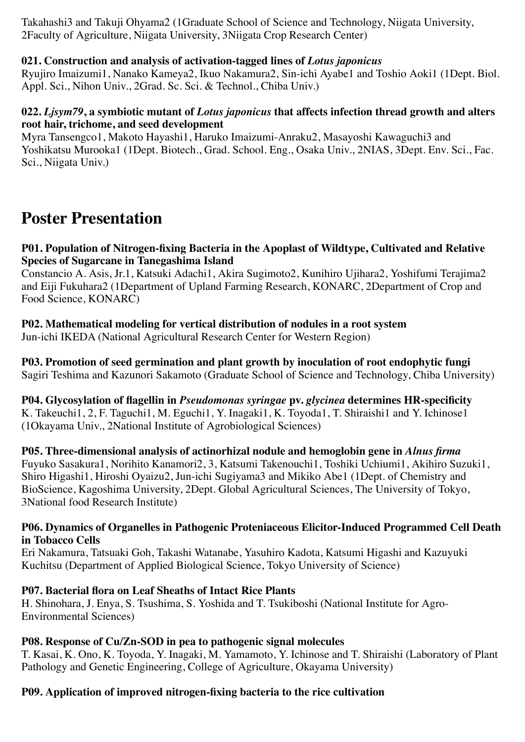Takahashi3 and Takuji Ohyama2 (1Graduate School of Science and Technology, Niigata University, 2Faculty of Agriculture, Niigata University, 3Niigata Crop Research Center)

**021. Construction and analysis of activation-tagged lines of *Lotus japonicus***
Ryujiro Imaizumi1, Nanako Kameya2, Ikuo Nakamura2, Sin-ichi Ayabe1 and Toshio Aoki1 (1Dept. Biol. Appl. Sci., Nihon Univ., 2Grad. Sc. Sci. & Technol., Chiba Univ.)

**022. *Ljsym79*, a symbiotic mutant of *Lotus japonicus* that affects infection thread growth and alters root hair, trichome, and seed development**
Myra Tansengco1, Makoto Hayashi1, Haruko Imaizumi-Anraku2, Masayoshi Kawaguchi3 and Yoshikatsu Murooka1 (1Dept. Biotech., Grad. School. Eng., Osaka Univ., 2NIAS, 3Dept. Env. Sci., Fac. Sci., Niigata Univ.)

# Poster Presentation

**P01. Population of Nitrogen-fixing Bacteria in the Apoplast of Wildtype, Cultivated and Relative Species of Sugarcane in Tanegashima Island**
Constancio A. Asis, Jr.1, Katsuki Adachi1, Akira Sugimoto2, Kunihiro Ujihara2, Yoshifumi Terajima2 and Eiji Fukuhara2 (1Department of Upland Farming Research, KONARC, 2Department of Crop and Food Science, KONARC)

**P02. Mathematical modeling for vertical distribution of nodules in a root system**
Jun-ichi IKEDA (National Agricultural Research Center for Western Region)

**P03. Promotion of seed germination and plant growth by inoculation of root endophytic fungi**
Sagiri Teshima and Kazunori Sakamoto (Graduate School of Science and Technology, Chiba University)

**P04. Glycosylation of flagellin in *Pseudomonas syringae* pv. *glycinea* determines HR-specificity**
K. Takeuchi1, 2, F. Taguchi1, M. Eguchi1, Y. Inagaki1, K. Toyoda1, T. Shiraishi1 and Y. Ichinose1 (1Okayama Univ., 2National Institute of Agrobiological Sciences)

**P05. Three-dimensional analysis of actinorhizal nodule and hemoglobin gene in *Alnus firma***
Fuyuko Sasakura1, Norihito Kanamori2, 3, Katsumi Takenouchi1, Toshiki Uchiumi1, Akihiro Suzuki1, Shiro Higashi1, Hiroshi Oyaizu2, Jun-ichi Sugiyama3 and Mikiko Abe1 (1Dept. of Chemistry and BioScience, Kagoshima University, 2Dept. Global Agricultural Sciences, The University of Tokyo, 3National food Research Institute)

**P06. Dynamics of Organelles in Pathogenic Proteniaceous Elicitor-Induced Programmed Cell Death in Tobacco Cells**
Eri Nakamura, Tatsuaki Goh, Takashi Watanabe, Yasuhiro Kadota, Katsumi Higashi and Kazuyuki Kuchitsu (Department of Applied Biological Science, Tokyo University of Science)

**P07. Bacterial flora on Leaf Sheaths of Intact Rice Plants**
H. Shinohara, J. Enya, S. Tsushima, S. Yoshida and T. Tsukiboshi (National Institute for Agro-Environmental Sciences)

**P08. Response of Cu/Zn-SOD in pea to pathogenic signal molecules**
T. Kasai, K. Ono, K. Toyoda, Y. Inagaki, M. Yamamoto, Y. Ichinose and T. Shiraishi (Laboratory of Plant Pathology and Genetic Engineering, College of Agriculture, Okayama University)

**P09. Application of improved nitrogen-fixing bacteria to the rice cultivation**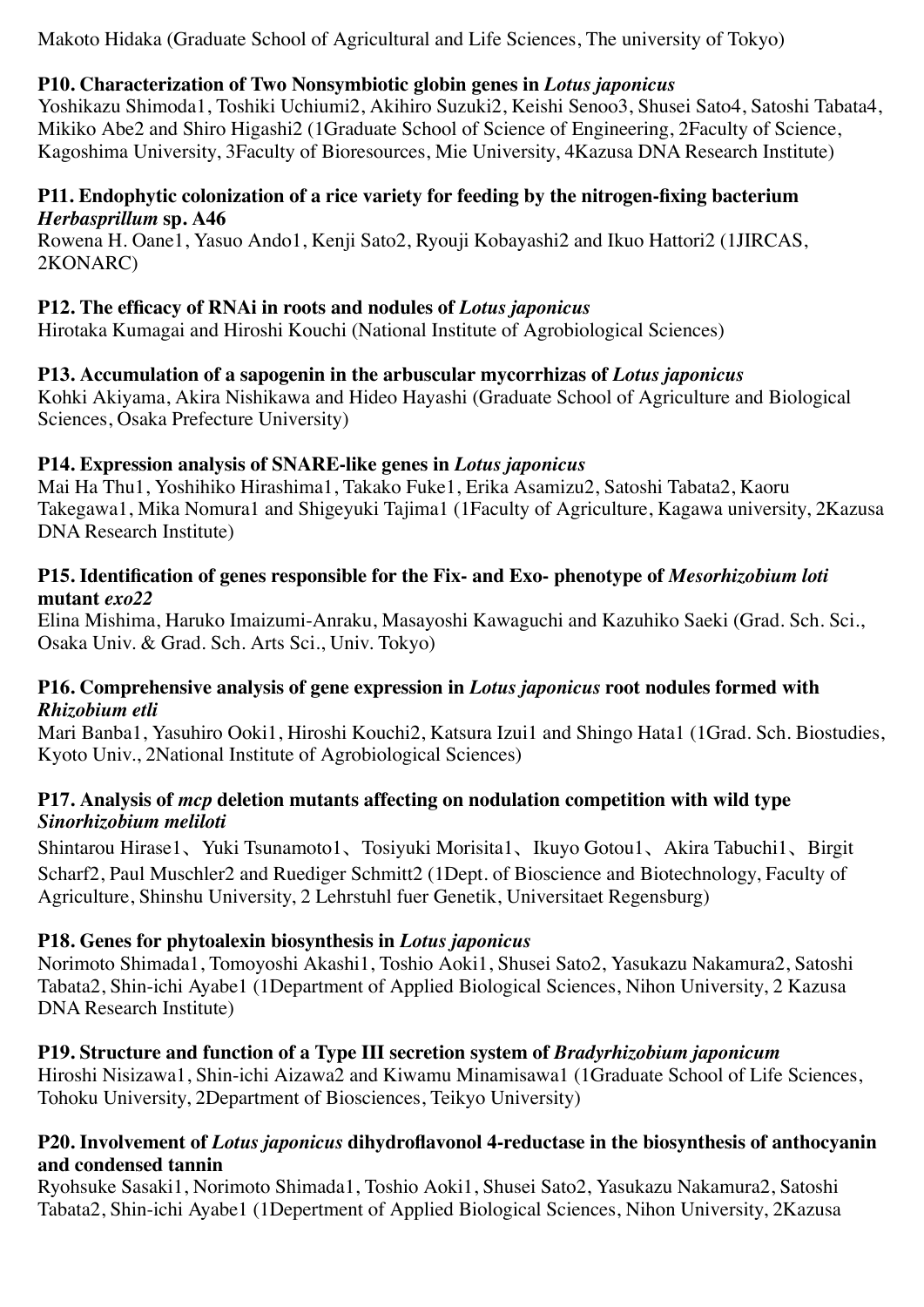Makoto Hidaka (Graduate School of Agricultural and Life Sciences, The university of Tokyo)

**P10. Characterization of Two Nonsymbiotic globin genes in *Lotus japonicus***
Yoshikazu Shimoda1, Toshiki Uchiumi2, Akihiro Suzuki2, Keishi Senoo3, Shusei Sato4, Satoshi Tabata4, Mikiko Abe2 and Shiro Higashi2 (1Graduate School of Science of Engineering, 2Faculty of Science, Kagoshima University, 3Faculty of Bioresources, Mie University, 4Kazusa DNA Research Institute)

**P11. Endophytic colonization of a rice variety for feeding by the nitrogen-fixing bacterium *Herbasprillum* sp. A46**
Rowena H. Oane1, Yasuo Ando1, Kenji Sato2, Ryouji Kobayashi2 and Ikuo Hattori2 (1JIRCAS, 2KONARC)

**P12. The efficacy of RNAi in roots and nodules of *Lotus japonicus***
Hirotaka Kumagai and Hiroshi Kouchi (National Institute of Agrobiological Sciences)

**P13. Accumulation of a sapogenin in the arbuscular mycorrhizas of *Lotus japonicus***
Kohki Akiyama, Akira Nishikawa and Hideo Hayashi (Graduate School of Agriculture and Biological Sciences, Osaka Prefecture University)

**P14. Expression analysis of SNARE-like genes in *Lotus japonicus***
Mai Ha Thu1, Yoshihiko Hirashima1, Takako Fuke1, Erika Asamizu2, Satoshi Tabata2, Kaoru Takegawa1, Mika Nomura1 and Shigeyuki Tajima1 (1Faculty of Agriculture, Kagawa university, 2Kazusa DNA Research Institute)

**P15. Identification of genes responsible for the Fix- and Exo- phenotype of *Mesorhizobium loti* mutant *exo22***
Elina Mishima, Haruko Imaizumi-Anraku, Masayoshi Kawaguchi and Kazuhiko Saeki (Grad. Sch. Sci., Osaka Univ. & Grad. Sch. Arts Sci., Univ. Tokyo)

**P16. Comprehensive analysis of gene expression in *Lotus japonicus* root nodules formed with *Rhizobium etli***
Mari Banba1, Yasuhiro Ooki1, Hiroshi Kouchi2, Katsura Izui1 and Shingo Hata1 (1Grad. Sch. Biostudies, Kyoto Univ., 2National Institute of Agrobiological Sciences)

**P17. Analysis of *mcp* deletion mutants affecting on nodulation competition with wild type *Sinorhizobium meliloti***
Shintarou Hirase1、Yuki Tsunamoto1、Tosiyuki Morisita1、Ikuyo Gotou1、Akira Tabuchi1、Birgit Scharf2, Paul Muschler2 and Ruediger Schmitt2 (1Dept. of Bioscience and Biotechnology, Faculty of Agriculture, Shinshu University, 2 Lehrstuhl fuer Genetik, Universitaet Regensburg)

**P18. Genes for phytoalexin biosynthesis in *Lotus japonicus***
Norimoto Shimada1, Tomoyoshi Akashi1, Toshio Aoki1, Shusei Sato2, Yasukazu Nakamura2, Satoshi Tabata2, Shin-ichi Ayabe1 (1Department of Applied Biological Sciences, Nihon University, 2 Kazusa DNA Research Institute)

**P19. Structure and function of a Type III secretion system of *Bradyrhizobium japonicum***
Hiroshi Nisizawa1, Shin-ichi Aizawa2 and Kiwamu Minamisawa1 (1Graduate School of Life Sciences, Tohoku University, 2Department of Biosciences, Teikyo University)

**P20. Involvement of *Lotus japonicus* dihydroflavonol 4-reductase in the biosynthesis of anthocyanin and condensed tannin**
Ryohsuke Sasaki1, Norimoto Shimada1, Toshio Aoki1, Shusei Sato2, Yasukazu Nakamura2, Satoshi Tabata2, Shin-ichi Ayabe1 (1Depertment of Applied Biological Sciences, Nihon University, 2Kazusa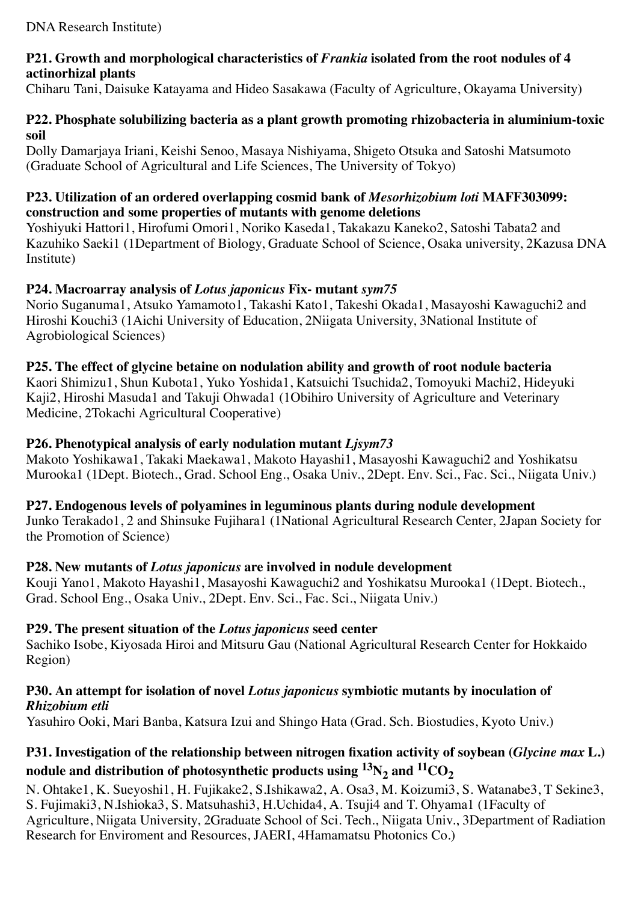DNA Research Institute)

**P21. Growth and morphological characteristics of *Frankia* isolated from the root nodules of 4 actinorhizal plants**
Chiharu Tani, Daisuke Katayama and Hideo Sasakawa (Faculty of Agriculture, Okayama University)

**P22. Phosphate solubilizing bacteria as a plant growth promoting rhizobacteria in aluminium-toxic soil**
Dolly Damarjaya Iriani, Keishi Senoo, Masaya Nishiyama, Shigeto Otsuka and Satoshi Matsumoto (Graduate School of Agricultural and Life Sciences, The University of Tokyo)

**P23. Utilization of an ordered overlapping cosmid bank of *Mesorhizobium loti* MAFF303099: construction and some properties of mutants with genome deletions**
Yoshiyuki Hattori[1], Hirofumi Omori[1], Noriko Kaseda[1], Takakazu Kaneko[2], Satoshi Tabata[2] and Kazuhiko Saeki[1] ([1]Department of Biology, Graduate School of Science, Osaka university, [2]Kazusa DNA Institute)

**P24. Macroarray analysis of *Lotus japonicus* Fix- mutant *sym75***
Norio Suganuma[1], Atsuko Yamamoto[1], Takashi Kato[1], Takeshi Okada[1], Masayoshi Kawaguchi[2] and Hiroshi Kouchi[3] ([1]Aichi University of Education, [2]Niigata University, [3]National Institute of Agrobiological Sciences)

**P25. The effect of glycine betaine on nodulation ability and growth of root nodule bacteria**
Kaori Shimizu[1], Shun Kubota[1], Yuko Yoshida[1], Katsuichi Tsuchida[2], Tomoyuki Machi[2], Hideyuki Kaji[2], Hiroshi Masuda[1] and Takuji Ohwada[1] ([1]Obihiro University of Agriculture and Veterinary Medicine, [2]Tokachi Agricultural Cooperative)

**P26. Phenotypical analysis of early nodulation mutant *Ljsym73***
Makoto Yoshikawa[1], Takaki Maekawa[1], Makoto Hayashi[1], Masayoshi Kawaguchi[2] and Yoshikatsu Murooka[1] ([1]Dept. Biotech., Grad. School Eng., Osaka Univ., [2]Dept. Env. Sci., Fac. Sci., Niigata Univ.)

**P27. Endogenous levels of polyamines in leguminous plants during nodule development**
Junko Terakado[1, 2] and Shinsuke Fujihara[1] ([1]National Agricultural Research Center, [2]Japan Society for the Promotion of Science)

**P28. New mutants of *Lotus japonicus* are involved in nodule development**
Kouji Yano[1], Makoto Hayashi[1], Masayoshi Kawaguchi[2] and Yoshikatsu Murooka[1] ([1]Dept. Biotech., Grad. School Eng., Osaka Univ., [2]Dept. Env. Sci., Fac. Sci., Niigata Univ.)

**P29. The present situation of the *Lotus japonicus* seed center**
Sachiko Isobe, Kiyosada Hiroi and Mitsuru Gau (National Agricultural Research Center for Hokkaido Region)

**P30. An attempt for isolation of novel *Lotus japonicus* symbiotic mutants by inoculation of *Rhizobium etli***
Yasuhiro Ooki, Mari Banba, Katsura Izui and Shingo Hata (Grad. Sch. Biostudies, Kyoto Univ.)

**P31. Investigation of the relationship between nitrogen fixation activity of soybean (*Glycine max* L.) nodule and distribution of photosynthetic products using $^{13}N_2$ and $^{11}CO_2$**
N. Ohtake[1], K. Sueyoshi[1], H. Fujikake[2], S.Ishikawa[2], A. Osa[3], M. Koizumi[3], S. Watanabe[3], T Sekine[3], S. Fujimaki[3], N.Ishioka[3], S. Matsuhashi[3], H.Uchida[4], A. Tsuji[4] and T. Ohyama[1] ([1]Faculty of Agriculture, Niigata University, [2]Graduate School of Sci. Tech., Niigata Univ., [3]Department of Radiation Research for Enviroment and Resources, JAERI, [4]Hamamatsu Photonics Co.)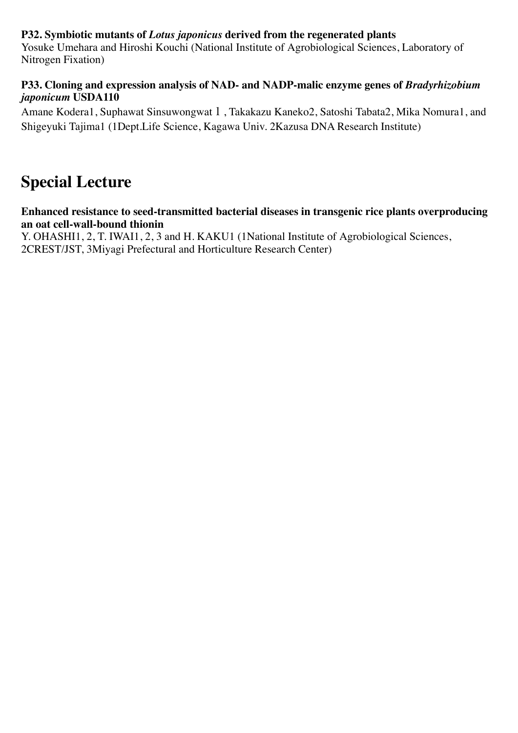**P32. Symbiotic mutants of *Lotus japonicus* derived from the regenerated plants**
Yosuke Umehara and Hiroshi Kouchi (National Institute of Agrobiological Sciences, Laboratory of Nitrogen Fixation)

**P33. Cloning and expression analysis of NAD- and NADP-malic enzyme genes of *Bradyrhizobium japonicum* USDA110**
Amane Kodera[1], Suphawat Sinsuwongwat [1], Takakazu Kaneko[2], Satoshi Tabata[2], Mika Nomura[1], and Shigeyuki Tajima[1] ([1]Dept.Life Science, Kagawa Univ. [2]Kazusa DNA Research Institute)

# Special Lecture

**Enhanced resistance to seed-transmitted bacterial diseases in transgenic rice plants overproducing an oat cell-wall-bound thionin**
Y. OHASHI[1, 2], T. IWAI[1, 2, 3] and H. KAKU[1] ([1]National Institute of Agrobiological Sciences, [2]CREST/JST, [3]Miyagi Prefectural and Horticulture Research Center)